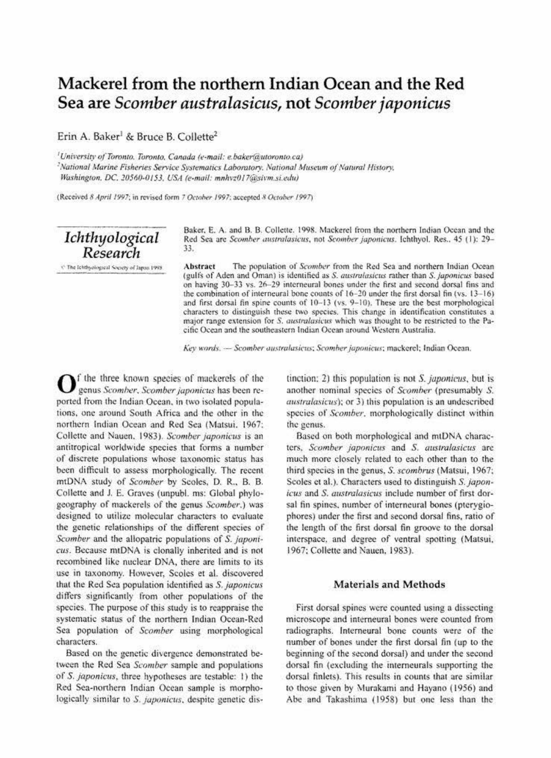# Mackerel from the northern Indian Ocean and the Red Sea are *Scomber australasicus*, not *Scomber japonicus*

Erin A. Baker[1] & Bruce B. Collette[2]

[1]University of Toronto, Toronto, Canada (e-mail: e.baker@utoronto.ca)
[2]National Marine Fisheries Service Systematics Laboratory, National Museum of Natural History, Washington, DC, 20560-0153, USA (e-mail: mnhvz017@sivm.si.edu)

(Received 8 April 1997; in revised form 7 October 1997; accepted 8 October 1997)

*Ichthyological Research*
© The Ichthyological Society of Japan 1998

Baker, E. A. and B. B. Collette. 1998. Mackerel from the northern Indian Ocean and the Red Sea are *Scomber australasicus*, not *Scomber japonicus*. Ichthyol. Res., 45 (1): 29–33.

**Abstract** The population of *Scomber* from the Red Sea and northern Indian Ocean (gulfs of Aden and Oman) is identified as *S. australasicus* rather than *S. japonicus* based on having 30–33 vs. 26–29 interneural bones under the first and second dorsal fins and the combination of interneural bone counts of 16–20 under the first dorsal fin (vs. 13–16) and first dorsal fin spine counts of 10–13 (vs. 9–10). These are the best morphological characters to distinguish these two species. This change in identification constitutes a major range extension for *S. australasicus* which was thought to be restricted to the Pacific Ocean and the southeastern Indian Ocean around Western Australia.

*Key words.* — *Scomber australasicus*; *Scomber japonicus*; mackerel; Indian Ocean.

Of the three known species of mackerels of the genus *Scomber*, *Scomber japonicus* has been reported from the Indian Ocean, in two isolated populations, one around South Africa and the other in the northern Indian Ocean and Red Sea (Matsui, 1967; Collette and Nauen, 1983). *Scomber japonicus* is an antitropical worldwide species that forms a number of discrete populations whose taxonomic status has been difficult to assess morphologically. The recent mtDNA study of *Scomber* by Scoles, D. R., B. B. Collette and J. E. Graves (unpubl. ms: Global phylogeography of mackerels of the genus *Scomber*.) was designed to utilize molecular characters to evaluate the genetic relationships of the different species of *Scomber* and the allopatric populations of *S. japonicus*. Because mtDNA is clonally inherited and is not recombined like nuclear DNA, there are limits to its use in taxonomy. However, Scoles et al. discovered that the Red Sea population identified as *S. japonicus* differs significantly from other populations of the species. The purpose of this study is to reappraise the systematic status of the northern Indian Ocean-Red Sea population of *Scomber* using morphological characters.

Based on the genetic divergence demonstrated between the Red Sea *Scomber* sample and populations of *S. japonicus*, three hypotheses are testable: 1) the Red Sea-northern Indian Ocean sample is morphologically similar to *S. japonicus*, despite genetic distinction; 2) this population is not *S. japonicus*, but is another nominal species of *Scomber* (presumably *S. australasicus*); or 3) this population is an undescribed species of *Scomber*, morphologically distinct within the genus.

Based on both morphological and mtDNA characters, *Scomber japonicus* and *S. australasicus* are much more closely related to each other than to the third species in the genus, *S. scombrus* (Matsui, 1967; Scoles et al.). Characters used to distinguish *S. japonicus* and *S. australasicus* include number of first dorsal fin spines, number of interneural bones (pterygiophores) under the first and second dorsal fins, ratio of the length of the first dorsal fin groove to the dorsal interspace, and degree of ventral spotting (Matsui, 1967; Collette and Nauen, 1983).

## Materials and Methods

First dorsal spines were counted using a dissecting microscope and interneural bones were counted from radiographs. Interneural bone counts were of the number of bones under the first dorsal fin (up to the beginning of the second dorsal) and under the second dorsal fin (excluding the interneurals supporting the dorsal finlets). This results in counts that are similar to those given by Murakami and Hayano (1956) and Abe and Takashima (1958) but one less than the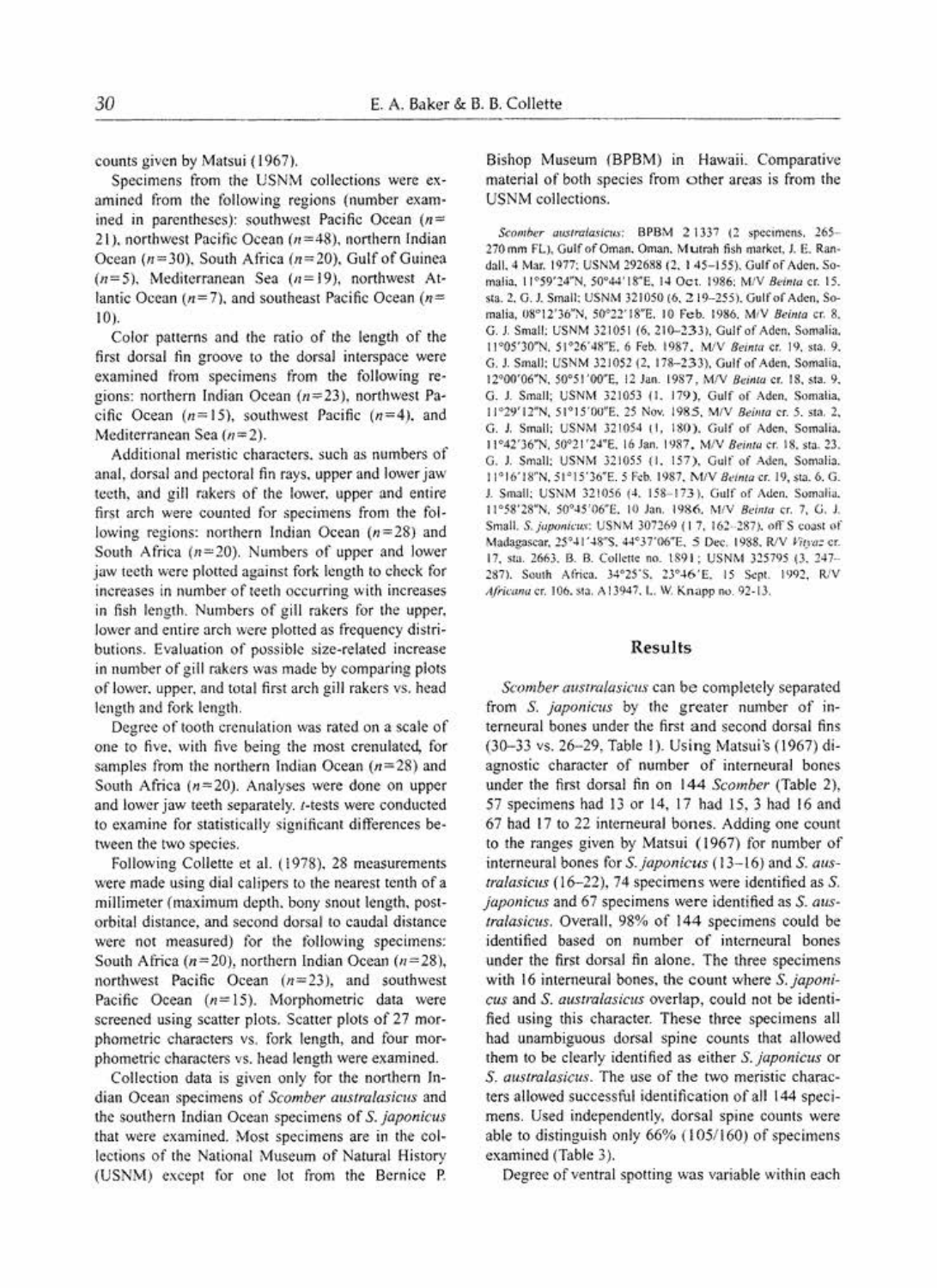counts given by Matsui (1967).

Specimens from the USNM collections were examined from the following regions (number examined in parentheses): southwest Pacific Ocean ($n$=21), northwest Pacific Ocean ($n$=48), northern Indian Ocean ($n$=30), South Africa ($n$=20), Gulf of Guinea ($n$=5), Mediterranean Sea ($n$=19), northwest Atlantic Ocean ($n$=7), and southeast Pacific Ocean ($n$=10).

Color patterns and the ratio of the length of the first dorsal fin groove to the dorsal interspace were examined from specimens from the following regions: northern Indian Ocean ($n$=23), northwest Pacific Ocean ($n$=15), southwest Pacific ($n$=4), and Mediterranean Sea ($n$=2).

Additional meristic characters, such as numbers of anal, dorsal and pectoral fin rays, upper and lower jaw teeth, and gill rakers of the lower, upper and entire first arch were counted for specimens from the following regions: northern Indian Ocean ($n$=28) and South Africa ($n$=20). Numbers of upper and lower jaw teeth were plotted against fork length to check for increases in number of teeth occurring with increases in fish length. Numbers of gill rakers for the upper, lower and entire arch were plotted as frequency distributions. Evaluation of possible size-related increase in number of gill rakers was made by comparing plots of lower, upper, and total first arch gill rakers vs. head length and fork length.

Degree of tooth crenulation was rated on a scale of one to five, with five being the most crenulated, for samples from the northern Indian Ocean ($n$=28) and South Africa ($n$=20). Analyses were done on upper and lower jaw teeth separately. $t$-tests were conducted to examine for statistically significant differences between the two species.

Following Collette et al. (1978), 28 measurements were made using dial calipers to the nearest tenth of a millimeter (maximum depth, bony snout length, postorbital distance, and second dorsal to caudal distance were not measured) for the following specimens: South Africa ($n$=20), northern Indian Ocean ($n$=28), northwest Pacific Ocean ($n$=23), and southwest Pacific Ocean ($n$=15). Morphometric data were screened using scatter plots. Scatter plots of 27 morphometric characters vs. fork length, and four morphometric characters vs. head length were examined.

Collection data is given only for the northern Indian Ocean specimens of *Scomber australasicus* and the southern Indian Ocean specimens of *S. japonicus* that were examined. Most specimens are in the collections of the National Museum of Natural History (USNM) except for one lot from the Bernice P. Bishop Museum (BPBM) in Hawaii. Comparative material of both species from other areas is from the USNM collections.

*Scomber australasicus*: BPBM 21337 (2 specimens, 265–270 mm FL), Gulf of Oman, Oman, Mutrah fish market, J. E. Randall, 4 Mar. 1977; USNM 292688 (2, 145–155), Gulf of Aden, Somalia, 11°59'24"N, 50°44'18"E, 14 Oct. 1986; M/V *Beinta* cr. 15, sta. 2, G. J. Small; USNM 321050 (6, 219–255), Gulf of Aden, Somalia, 08°12'36"N, 50°22'18"E, 10 Feb. 1986, M/V *Beinta* cr. 8, G. J. Small; USNM 321051 (6, 210–233), Gulf of Aden, Somalia, 11°05'30"N, 51°26'48"E, 6 Feb. 1987, M/V *Beinta* cr. 19, sta. 9, G. J. Small; USNM 321052 (2, 178–233), Gulf of Aden, Somalia, 12°00'06"N, 50°51'00"E, 12 Jan. 1987, M/V *Beinta* cr. 18, sta. 9, G. J. Small; USNM 321053 (1, 179), Gulf of Aden, Somalia, 11°29'12"N, 51°15'00"E, 25 Nov. 1985, M/V *Beinta* cr. 5, sta. 2, G. J. Small; USNM 321054 (1, 180), Gulf of Aden, Somalia, 11°42'36"N, 50°21'24"E, 16 Jan. 1987, M/V *Beinta* cr. 18, sta. 23, G. J. Small; USNM 321055 (1, 157), Gulf of Aden, Somalia, 11°16'18"N, 51°15'36"E, 5 Feb. 1987, M/V *Beinta* cr. 19, sta. 6, G. J. Small; USNM 321056 (4, 158–173), Gulf of Aden, Somalia, 11°58'28"N, 50°45'06"E, 10 Jan. 1986, M/V *Beinta* cr. 7, G. J. Small. *S. japonicus*: USNM 307269 (17, 162–287), off S coast of Madagascar, 25°41'48"S, 44°37'06"E, 5 Dec. 1988, R/V *Vityaz* cr. 17, sta. 2663, B. B. Collette no. 1891; USNM 325795 (3, 247–287), South Africa, 34°25'S, 23°46'E, 15 Sept. 1992, R/V *Africana* cr. 106, sta. A13947, L. W. Knapp no. 92-13.

## Results

*Scomber australasicus* can be completely separated from *S. japonicus* by the greater number of interneural bones under the first and second dorsal fins (30–33 vs. 26–29, Table 1). Using Matsui's (1967) diagnostic character of number of interneural bones under the first dorsal fin on 144 *Scomber* (Table 2), 57 specimens had 13 or 14, 17 had 15, 3 had 16 and 67 had 17 to 22 interneural bones. Adding one count to the ranges given by Matsui (1967) for number of interneural bones for *S. japonicus* (13–16) and *S. australasicus* (16–22), 74 specimens were identified as *S. japonicus* and 67 specimens were identified as *S. australasicus*. Overall, 98% of 144 specimens could be identified based on number of interneural bones under the first dorsal fin alone. The three specimens with 16 interneural bones, the count where *S. japonicus* and *S. australasicus* overlap, could not be identified using this character. These three specimens all had unambiguous dorsal spine counts that allowed them to be clearly identified as either *S. japonicus* or *S. australasicus*. The use of the two meristic characters allowed successful identification of all 144 specimens. Used independently, dorsal spine counts were able to distinguish only 66% (105/160) of specimens examined (Table 3).

Degree of ventral spotting was variable within each